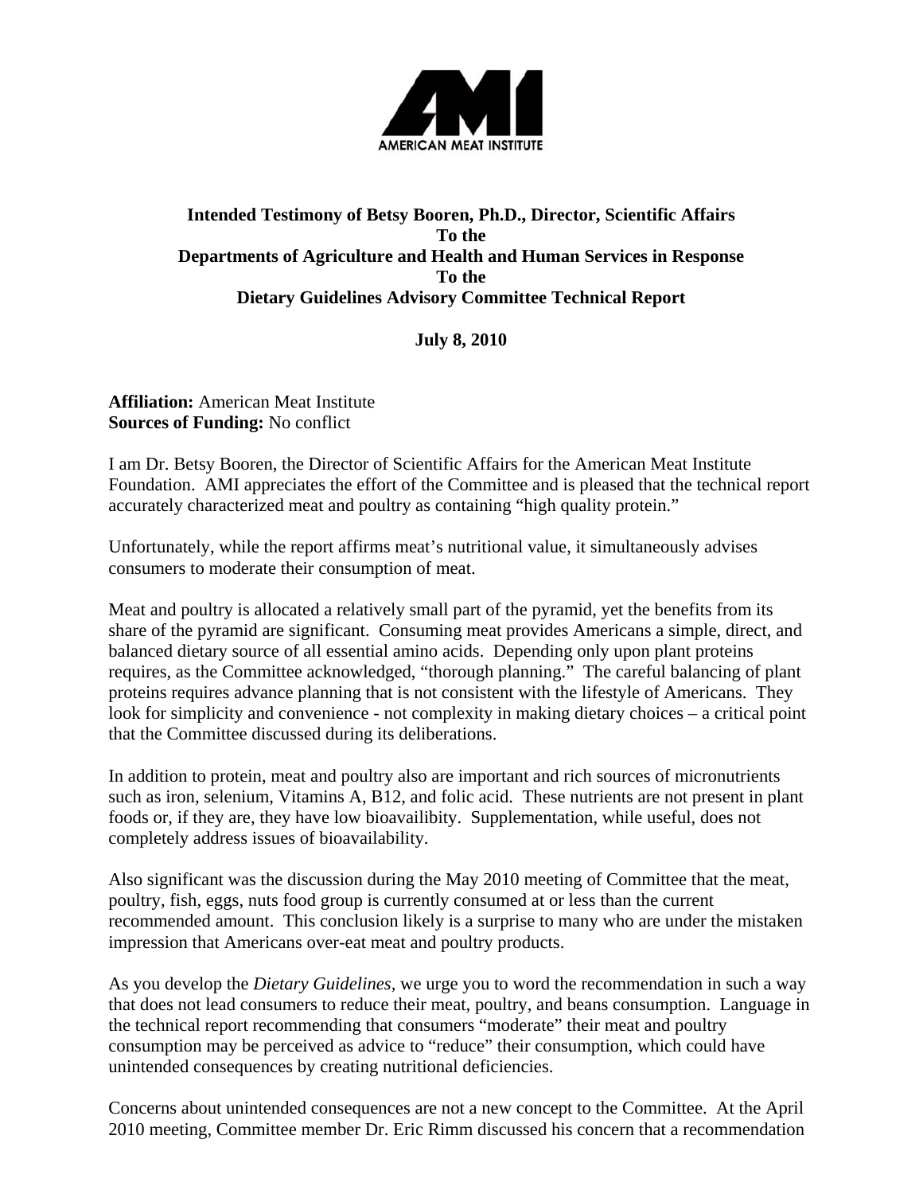AMI
AMERICAN MEAT INSTITUTE

**Intended Testimony of Betsy Booren, Ph.D., Director, Scientific Affairs**
**To the**
**Departments of Agriculture and Health and Human Services in Response**
**To the**
**Dietary Guidelines Advisory Committee Technical Report**

**July 8, 2010**

**Affiliation:** American Meat Institute
**Sources of Funding:** No conflict

I am Dr. Betsy Booren, the Director of Scientific Affairs for the American Meat Institute Foundation. AMI appreciates the effort of the Committee and is pleased that the technical report accurately characterized meat and poultry as containing "high quality protein."

Unfortunately, while the report affirms meat's nutritional value, it simultaneously advises consumers to moderate their consumption of meat.

Meat and poultry is allocated a relatively small part of the pyramid, yet the benefits from its share of the pyramid are significant. Consuming meat provides Americans a simple, direct, and balanced dietary source of all essential amino acids. Depending only upon plant proteins requires, as the Committee acknowledged, "thorough planning." The careful balancing of plant proteins requires advance planning that is not consistent with the lifestyle of Americans. They look for simplicity and convenience - not complexity in making dietary choices – a critical point that the Committee discussed during its deliberations.

In addition to protein, meat and poultry also are important and rich sources of micronutrients such as iron, selenium, Vitamins A, B12, and folic acid. These nutrients are not present in plant foods or, if they are, they have low bioavailibity. Supplementation, while useful, does not completely address issues of bioavailability.

Also significant was the discussion during the May 2010 meeting of Committee that the meat, poultry, fish, eggs, nuts food group is currently consumed at or less than the current recommended amount. This conclusion likely is a surprise to many who are under the mistaken impression that Americans over-eat meat and poultry products.

As you develop the *Dietary Guidelines*, we urge you to word the recommendation in such a way that does not lead consumers to reduce their meat, poultry, and beans consumption. Language in the technical report recommending that consumers "moderate" their meat and poultry consumption may be perceived as advice to "reduce" their consumption, which could have unintended consequences by creating nutritional deficiencies.

Concerns about unintended consequences are not a new concept to the Committee. At the April 2010 meeting, Committee member Dr. Eric Rimm discussed his concern that a recommendation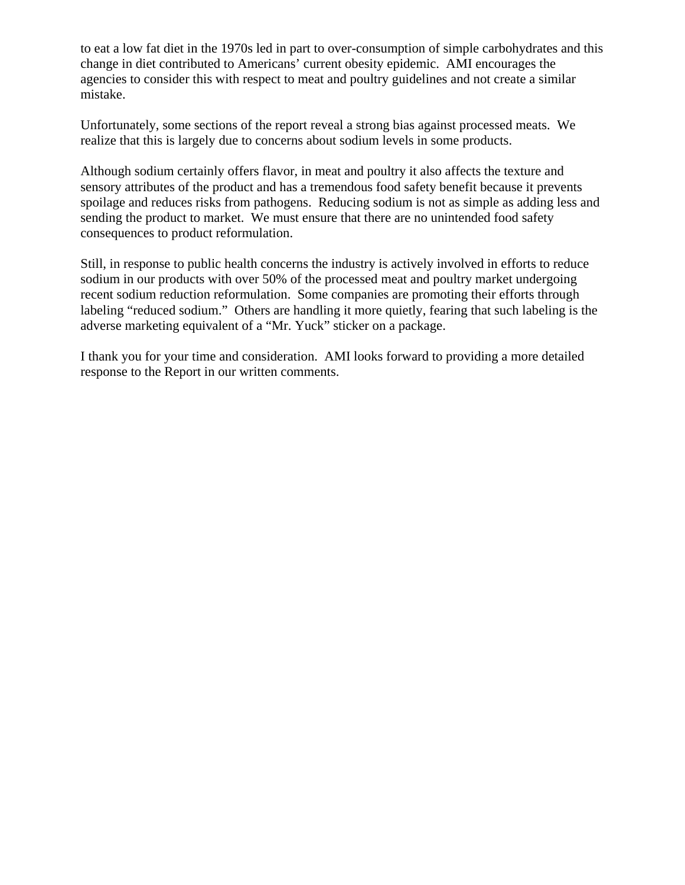to eat a low fat diet in the 1970s led in part to over-consumption of simple carbohydrates and this change in diet contributed to Americans' current obesity epidemic. AMI encourages the agencies to consider this with respect to meat and poultry guidelines and not create a similar mistake.

Unfortunately, some sections of the report reveal a strong bias against processed meats. We realize that this is largely due to concerns about sodium levels in some products.

Although sodium certainly offers flavor, in meat and poultry it also affects the texture and sensory attributes of the product and has a tremendous food safety benefit because it prevents spoilage and reduces risks from pathogens. Reducing sodium is not as simple as adding less and sending the product to market. We must ensure that there are no unintended food safety consequences to product reformulation.

Still, in response to public health concerns the industry is actively involved in efforts to reduce sodium in our products with over 50% of the processed meat and poultry market undergoing recent sodium reduction reformulation. Some companies are promoting their efforts through labeling "reduced sodium." Others are handling it more quietly, fearing that such labeling is the adverse marketing equivalent of a "Mr. Yuck" sticker on a package.

I thank you for your time and consideration. AMI looks forward to providing a more detailed response to the Report in our written comments.